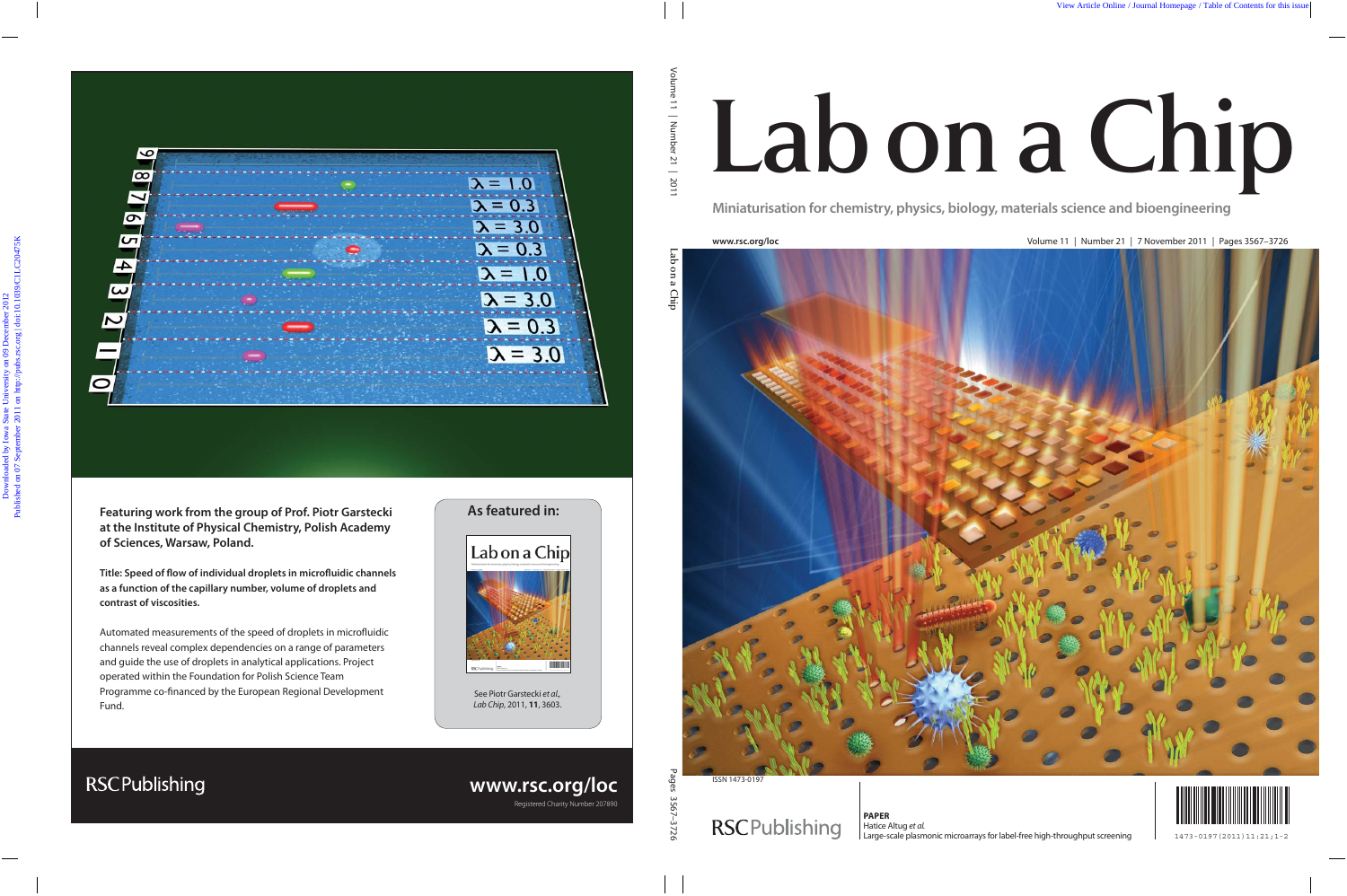Featuring work from the group of Prof. Piotr Garstecki at the Institute of Physical Chemistry, Polish Academy of Sciences, Warsaw, Poland.

**Title: Speed of flow of individual droplets in microfluidic channels as a function of the capillary number, volume of droplets and contrast of viscosities.**

Automated measurements of the speed of droplets in microfluidic channels reveal complex dependencies on a range of parameters and guide the use of droplets in analytical applications. Project operated within the Foundation for Polish Science Team Programme co-financed by the European Regional Development Fund.

## As featured in:

See Piotr Garstecki *et al.*, *Lab Chip*, 2011, **11**, 3603.

RSC Publishing

www.rsc.org/loc

Registered Charity Number 207890

# Lab on a Chip

Miniaturisation for chemistry, physics, biology, materials science and bioengineering

www.rsc.org/loc

Volume 11 | Number 21 | 7 November 2011 | Pages 3567–3726

ISSN 1473-0197

RSC Publishing

**PAPER**
Hatice Altug *et al.*
Large-scale plasmonic microarrays for label-free high-throughput screening

1473-0197(2011)11:21;1-2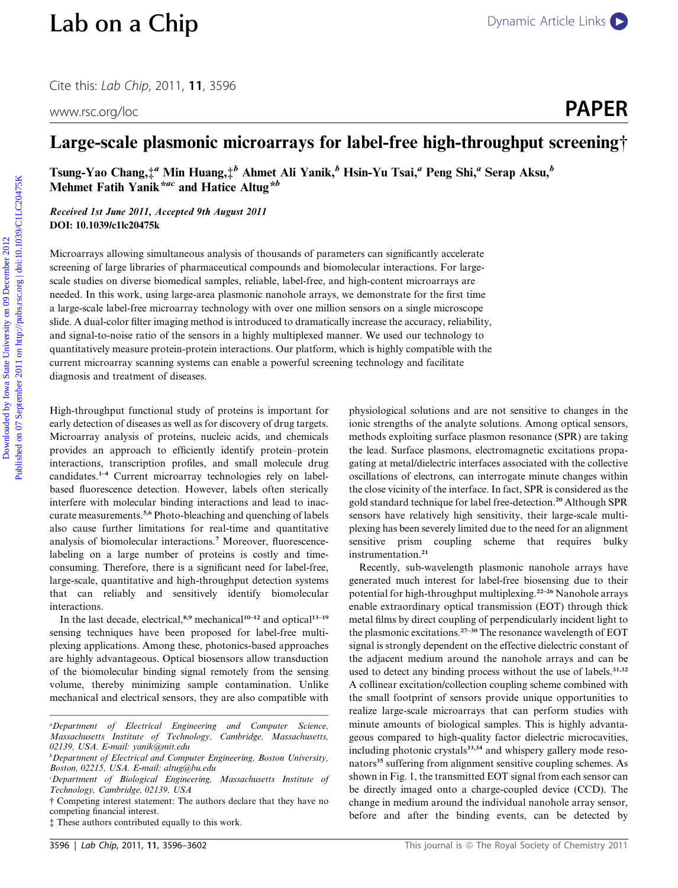# Large-scale plasmonic microarrays for label-free high-throughput screening†

**Tsung-Yao Chang,‡[a] Min Huang,‡[b] Ahmet Ali Yanik,[b] Hsin-Yu Tsai,[a] Peng Shi,[a] Serap Aksu,[b] Mehmet Fatih Yanik*[ac] and Hatice Altug*[b]**

***Received 1st June 2011, Accepted 9th August 2011***
**DOI: 10.1039/c1lc20475k**

Microarrays allowing simultaneous analysis of thousands of parameters can significantly accelerate screening of large libraries of pharmaceutical compounds and biomolecular interactions. For large-scale studies on diverse biomedical samples, reliable, label-free, and high-content microarrays are needed. In this work, using large-area plasmonic nanohole arrays, we demonstrate for the first time a large-scale label-free microarray technology with over one million sensors on a single microscope slide. A dual-color filter imaging method is introduced to dramatically increase the accuracy, reliability, and signal-to-noise ratio of the sensors in a highly multiplexed manner. We used our technology to quantitatively measure protein-protein interactions. Our platform, which is highly compatible with the current microarray scanning systems can enable a powerful screening technology and facilitate diagnosis and treatment of diseases.

High-throughput functional study of proteins is important for early detection of diseases as well as for discovery of drug targets. Microarray analysis of proteins, nucleic acids, and chemicals provides an approach to efficiently identify protein–protein interactions, transcription profiles, and small molecule drug candidates.[1–4] Current microarray technologies rely on label-based fluorescence detection. However, labels often sterically interfere with molecular binding interactions and lead to inaccurate measurements.[5,6] Photo-bleaching and quenching of labels also cause further limitations for real-time and quantitative analysis of biomolecular interactions.[7] Moreover, fluorescence-labeling on a large number of proteins is costly and time-consuming. Therefore, there is a significant need for label-free, large-scale, quantitative and high-throughput detection systems that can reliably and sensitively identify biomolecular interactions.

In the last decade, electrical,[8,9] mechanical[10–12] and optical[13–19] sensing techniques have been proposed for label-free multiplexing applications. Among these, photonics-based approaches are highly advantageous. Optical biosensors allow transduction of the biomolecular binding signal remotely from the sensing volume, thereby minimizing sample contamination. Unlike mechanical and electrical sensors, they are also compatible with physiological solutions and are not sensitive to changes in the ionic strengths of the analyte solutions. Among optical sensors, methods exploiting surface plasmon resonance (SPR) are taking the lead. Surface plasmons, electromagnetic excitations propagating at metal/dielectric interfaces associated with the collective oscillations of electrons, can interrogate minute changes within the close vicinity of the interface. In fact, SPR is considered as the gold standard technique for label free-detection.[20] Although SPR sensors have relatively high sensitivity, their large-scale multiplexing has been severely limited due to the need for an alignment sensitive prism coupling scheme that requires bulky instrumentation.[21]

Recently, sub-wavelength plasmonic nanohole arrays have generated much interest for label-free biosensing due to their potential for high-throughput multiplexing.[22–26] Nanohole arrays enable extraordinary optical transmission (EOT) through thick metal films by direct coupling of perpendicularly incident light to the plasmonic excitations.[27–30] The resonance wavelength of EOT signal is strongly dependent on the effective dielectric constant of the adjacent medium around the nanohole arrays and can be used to detect any binding process without the use of labels.[31,32] A collinear excitation/collection coupling scheme combined with the small footprint of sensors provide unique opportunities to realize large-scale microarrays that can perform studies with minute amounts of biological samples. This is highly advantageous compared to high-quality factor dielectric microcavities, including photonic crystals[33,34] and whispery gallery mode resonators[35] suffering from alignment sensitive coupling schemes. As shown in Fig. 1, the transmitted EOT signal from each sensor can be directly imaged onto a charge-coupled device (CCD). The change in medium around the individual nanohole array sensor, before and after the binding events, can be detected by

---

[a] Department of Electrical Engineering and Computer Science, Massachusetts Institute of Technology, Cambridge, Massachusetts, 02139, USA. E-mail: yanik@mit.edu
[b] Department of Electrical and Computer Engineering, Boston University, Boston, 02215, USA. E-mail: altug@bu.edu
[c] Department of Biological Engineering, Massachusetts Institute of Technology, Cambridge, 02139, USA
† Competing interest statement: The authors declare that they have no competing financial interest.
‡ These authors contributed equally to this work.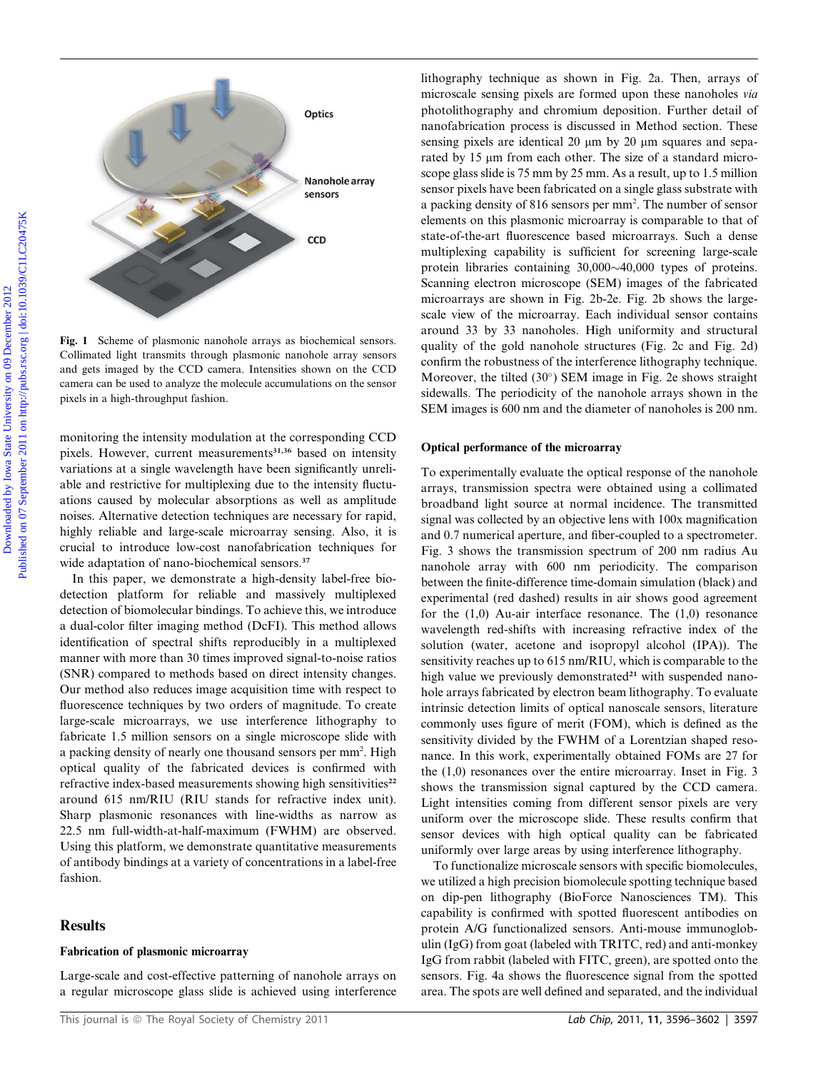Fig. 1 Scheme of plasmonic nanohole arrays as biochemical sensors. Collimated light transmits through plasmonic nanohole array sensors and gets imaged by the CCD camera. Intensities shown on the CCD camera can be used to analyze the molecule accumulations on the sensor pixels in a high-throughput fashion.

monitoring the intensity modulation at the corresponding CCD pixels. However, current measurements[31,36] based on intensity variations at a single wavelength have been significantly unreliable and restrictive for multiplexing due to the intensity fluctuations caused by molecular absorptions as well as amplitude noises. Alternative detection techniques are necessary for rapid, highly reliable and large-scale microarray sensing. Also, it is crucial to introduce low-cost nanofabrication techniques for wide adaptation of nano-biochemical sensors.[37]

In this paper, we demonstrate a high-density label-free biodetection platform for reliable and massively multiplexed detection of biomolecular bindings. To achieve this, we introduce a dual-color filter imaging method (DcFI). This method allows identification of spectral shifts reproducibly in a multiplexed manner with more than 30 times improved signal-to-noise ratios (SNR) compared to methods based on direct intensity changes. Our method also reduces image acquisition time with respect to fluorescence techniques by two orders of magnitude. To create large-scale microarrays, we use interference lithography to fabricate 1.5 million sensors on a single microscope slide with a packing density of nearly one thousand sensors per mm$^2$. High optical quality of the fabricated devices is confirmed with refractive index-based measurements showing high sensitivities[22] around 615 nm/RIU (RIU stands for refractive index unit). Sharp plasmonic resonances with line-widths as narrow as 22.5 nm full-width-at-half-maximum (FWHM) are observed. Using this platform, we demonstrate quantitative measurements of antibody bindings at a variety of concentrations in a label-free fashion.

## Results

### Fabrication of plasmonic microarray

Large-scale and cost-effective patterning of nanohole arrays on a regular microscope glass slide is achieved using interference lithography technique as shown in Fig. 2a. Then, arrays of microscale sensing pixels are formed upon these nanoholes *via* photolithography and chromium deposition. Further detail of nanofabrication process is discussed in Method section. These sensing pixels are identical 20 μm by 20 μm squares and separated by 15 μm from each other. The size of a standard microscope glass slide is 75 mm by 25 mm. As a result, up to 1.5 million sensor pixels have been fabricated on a single glass substrate with a packing density of 816 sensors per mm$^2$. The number of sensor elements on this plasmonic microarray is comparable to that of state-of-the-art fluorescence based microarrays. Such a dense multiplexing capability is sufficient for screening large-scale protein libraries containing 30,000∼40,000 types of proteins. Scanning electron microscope (SEM) images of the fabricated microarrays are shown in Fig. 2b-2e. Fig. 2b shows the large-scale view of the microarray. Each individual sensor contains around 33 by 33 nanoholes. High uniformity and structural quality of the gold nanohole structures (Fig. 2c and Fig. 2d) confirm the robustness of the interference lithography technique. Moreover, the tilted (30°) SEM image in Fig. 2e shows straight sidewalls. The periodicity of the nanohole arrays shown in the SEM images is 600 nm and the diameter of nanoholes is 200 nm.

### Optical performance of the microarray

To experimentally evaluate the optical response of the nanohole arrays, transmission spectra were obtained using a collimated broadband light source at normal incidence. The transmitted signal was collected by an objective lens with 100x magnification and 0.7 numerical aperture, and fiber-coupled to a spectrometer. Fig. 3 shows the transmission spectrum of 200 nm radius Au nanohole array with 600 nm periodicity. The comparison between the finite-difference time-domain simulation (black) and experimental (red dashed) results in air shows good agreement for the (1,0) Au-air interface resonance. The (1,0) resonance wavelength red-shifts with increasing refractive index of the solution (water, acetone and isopropyl alcohol (IPA)). The sensitivity reaches up to 615 nm/RIU, which is comparable to the high value we previously demonstrated[21] with suspended nanohole arrays fabricated by electron beam lithography. To evaluate intrinsic detection limits of optical nanoscale sensors, literature commonly uses figure of merit (FOM), which is defined as the sensitivity divided by the FWHM of a Lorentzian shaped resonance. In this work, experimentally obtained FOMs are 27 for the (1,0) resonances over the entire microarray. Inset in Fig. 3 shows the transmission signal captured by the CCD camera. Light intensities coming from different sensor pixels are very uniform over the microscope slide. These results confirm that sensor devices with high optical quality can be fabricated uniformly over large areas by using interference lithography.

To functionalize microscale sensors with specific biomolecules, we utilized a high precision biomolecule spotting technique based on dip-pen lithography (BioForce Nanosciences TM). This capability is confirmed with spotted fluorescent antibodies on protein A/G functionalized sensors. Anti-mouse immunoglobulin (IgG) from goat (labeled with TRITC, red) and anti-monkey IgG from rabbit (labeled with FITC, green), are spotted onto the sensors. Fig. 4a shows the fluorescence signal from the spotted area. The spots are well defined and separated, and the individual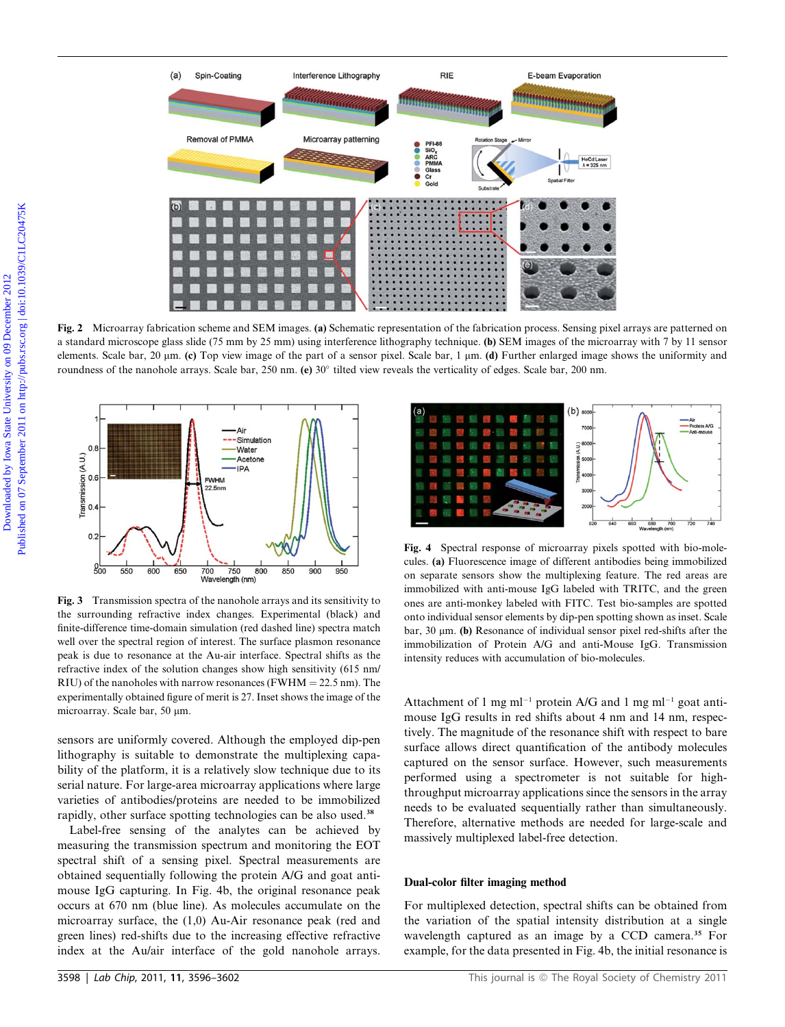**Fig. 2** Microarray fabrication scheme and SEM images. **(a)** Schematic representation of the fabrication process. Sensing pixel arrays are patterned on a standard microscope glass slide (75 mm by 25 mm) using interference lithography technique. **(b)** SEM images of the microarray with 7 by 11 sensor elements. Scale bar, 20 μm. **(c)** Top view image of the part of a sensor pixel. Scale bar, 1 μm. **(d)** Further enlarged image shows the uniformity and roundness of the nanohole arrays. Scale bar, 250 nm. **(e)** 30° tilted view reveals the verticality of edges. Scale bar, 200 nm.

**Fig. 3** Transmission spectra of the nanohole arrays and its sensitivity to the surrounding refractive index changes. Experimental (black) and finite-difference time-domain simulation (red dashed line) spectra match well over the spectral region of interest. The surface plasmon resonance peak is due to resonance at the Au-air interface. Spectral shifts as the refractive index of the solution changes show high sensitivity (615 nm/RIU) of the nanoholes with narrow resonances (FWHM = 22.5 nm). The experimentally obtained figure of merit is 27. Inset shows the image of the microarray. Scale bar, 50 μm.

**Fig. 4** Spectral response of microarray pixels spotted with bio-molecules. **(a)** Fluorescence image of different antibodies being immobilized on separate sensors show the multiplexing feature. The red areas are immobilized with anti-mouse IgG labeled with TRITC, and the green ones are anti-monkey labeled with FITC. Test bio-samples are spotted onto individual sensor elements by dip-pen spotting shown as inset. Scale bar, 30 μm. **(b)** Resonance of individual sensor pixel red-shifts after the immobilization of Protein A/G and anti-Mouse IgG. Transmission intensity reduces with accumulation of bio-molecules.

sensors are uniformly covered. Although the employed dip-pen lithography is suitable to demonstrate the multiplexing capability of the platform, it is a relatively slow technique due to its serial nature. For large-area microarray applications where large varieties of antibodies/proteins are needed to be immobilized rapidly, other surface spotting technologies can be also used.[38]

Label-free sensing of the analytes can be achieved by measuring the transmission spectrum and monitoring the EOT spectral shift of a sensing pixel. Spectral measurements are obtained sequentially following the protein A/G and goat anti-mouse IgG capturing. In Fig. 4b, the original resonance peak occurs at 670 nm (blue line). As molecules accumulate on the microarray surface, the (1,0) Au-Air resonance peak (red and green lines) red-shifts due to the increasing effective refractive index at the Au/air interface of the gold nanohole arrays. Attachment of 1 mg ml$^{-1}$ protein A/G and 1 mg ml$^{-1}$ goat anti-mouse IgG results in red shifts about 4 nm and 14 nm, respectively. The magnitude of the resonance shift with respect to bare surface allows direct quantification of the antibody molecules captured on the sensor surface. However, such measurements performed using a spectrometer is not suitable for high-throughput microarray applications since the sensors in the array needs to be evaluated sequentially rather than simultaneously. Therefore, alternative methods are needed for large-scale and massively multiplexed label-free detection.

## Dual-color filter imaging method

For multiplexed detection, spectral shifts can be obtained from the variation of the spatial intensity distribution at a single wavelength captured as an image by a CCD camera.[35] For example, for the data presented in Fig. 4b, the initial resonance is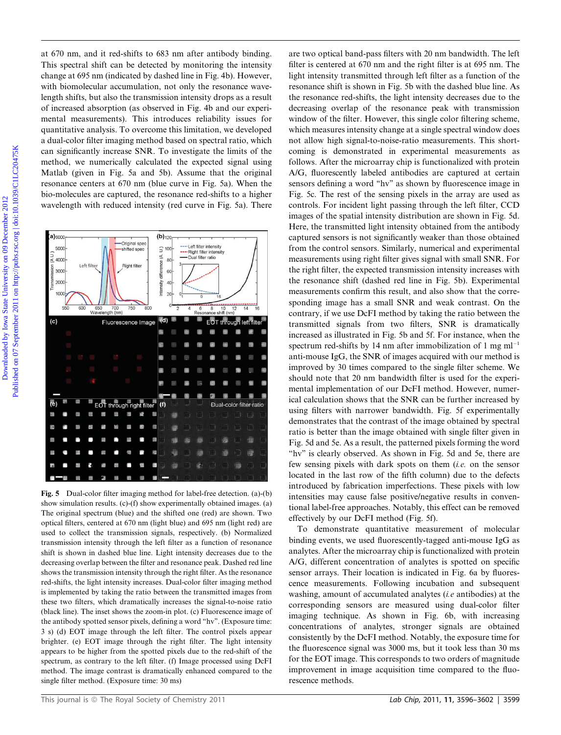at 670 nm, and it red-shifts to 683 nm after antibody binding. This spectral shift can be detected by monitoring the intensity change at 695 nm (indicated by dashed line in Fig. 4b). However, with biomolecular accumulation, not only the resonance wavelength shifts, but also the transmission intensity drops as a result of increased absorption (as observed in Fig. 4b and our experimental measurements). This introduces reliability issues for quantitative analysis. To overcome this limitation, we developed a dual-color filter imaging method based on spectral ratio, which can significantly increase SNR. To investigate the limits of the method, we numerically calculated the expected signal using Matlab (given in Fig. 5a and 5b). Assume that the original resonance centers at 670 nm (blue curve in Fig. 5a). When the bio-molecules are captured, the resonance red-shifts to a higher wavelength with reduced intensity (red curve in Fig. 5a). There are two optical band-pass filters with 20 nm bandwidth. The left filter is centered at 670 nm and the right filter is at 695 nm. The light intensity transmitted through left filter as a function of the resonance shift is shown in Fig. 5b with the dashed blue line. As the resonance red-shifts, the light intensity decreases due to the decreasing overlap of the resonance peak with transmission window of the filter. However, this single color filtering scheme, which measures intensity change at a single spectral window does not allow high signal-to-noise-ratio measurements. This shortcoming is demonstrated in experimental measurements as follows. After the microarray chip is functionalized with protein A/G, fluorescently labeled antibodies are captured at certain sensors defining a word "hv" as shown by fluorescence image in Fig. 5c. The rest of the sensing pixels in the array are used as controls. For incident light passing through the left filter, CCD images of the spatial intensity distribution are shown in Fig. 5d. Here, the transmitted light intensity obtained from the antibody captured sensors is not significantly weaker than those obtained from the control sensors. Similarly, numerical and experimental measurements using right filter gives signal with small SNR. For the right filter, the expected transmission intensity increases with the resonance shift (dashed red line in Fig. 5b). Experimental measurements confirm this result, and also show that the corresponding image has a small SNR and weak contrast. On the contrary, if we use DcFI method by taking the ratio between the transmitted signals from two filters, SNR is dramatically increased as illustrated in Fig. 5b and 5f. For instance, when the spectrum red-shifts by 14 nm after immobilization of 1 mg ml$^{-1}$ anti-mouse IgG, the SNR of images acquired with our method is improved by 30 times compared to the single filter scheme. We should note that 20 nm bandwidth filter is used for the experimental implementation of our DcFI method. However, numerical calculation shows that the SNR can be further increased by using filters with narrower bandwidth. Fig. 5f experimentally demonstrates that the contrast of the image obtained by spectral ratio is better than the image obtained with single filter given in Fig. 5d and 5e. As a result, the patterned pixels forming the word "hv" is clearly observed. As shown in Fig. 5d and 5e, there are few sensing pixels with dark spots on them (*i.e.* on the sensor located in the last row of the fifth column) due to the defects introduced by fabrication imperfections. These pixels with low intensities may cause false positive/negative results in conventional label-free approaches. Notably, this effect can be removed effectively by our DcFI method (Fig. 5f).

**Fig. 5** Dual-color filter imaging method for label-free detection. (a)-(b) show simulation results. (c)-(f) show experimentally obtained images. (a) The original spectrum (blue) and the shifted one (red) are shown. Two optical filters, centered at 670 nm (light blue) and 695 nm (light red) are used to collect the transmission signals, respectively. (b) Normalized transmission intensity through the left filter as a function of resonance shift is shown in dashed blue line. Light intensity decreases due to the decreasing overlap between the filter and resonance peak. Dashed red line shows the transmission intensity through the right filter. As the resonance red-shifts, the light intensity increases. Dual-color filter imaging method is implemented by taking the ratio between the transmitted images from these two filters, which dramatically increases the signal-to-noise ratio (black line). The inset shows the zoom-in plot. (c) Fluorescence image of the antibody spotted sensor pixels, defining a word "hv". (Exposure time: 3 s) (d) EOT image through the left filter. The control pixels appear brighter. (e) EOT image through the right filter. The light intensity appears to be higher from the spotted pixels due to the red-shift of the spectrum, as contrary to the left filter. (f) Image processed using DcFI method. The image contrast is dramatically enhanced compared to the single filter method. (Exposure time: 30 ms)

To demonstrate quantitative measurement of molecular binding events, we used fluorescently-tagged anti-mouse IgG as analytes. After the microarray chip is functionalized with protein A/G, different concentration of analytes is spotted on specific sensor arrays. Their location is indicated in Fig. 6a by fluorescence measurements. Following incubation and subsequent washing, amount of accumulated analytes (*i.e* antibodies) at the corresponding sensors are measured using dual-color filter imaging technique. As shown in Fig. 6b, with increasing concentrations of analytes, stronger signals are obtained consistently by the DcFI method. Notably, the exposure time for the fluorescence signal was 3000 ms, but it took less than 30 ms for the EOT image. This corresponds to two orders of magnitude improvement in image acquisition time compared to the fluorescence methods.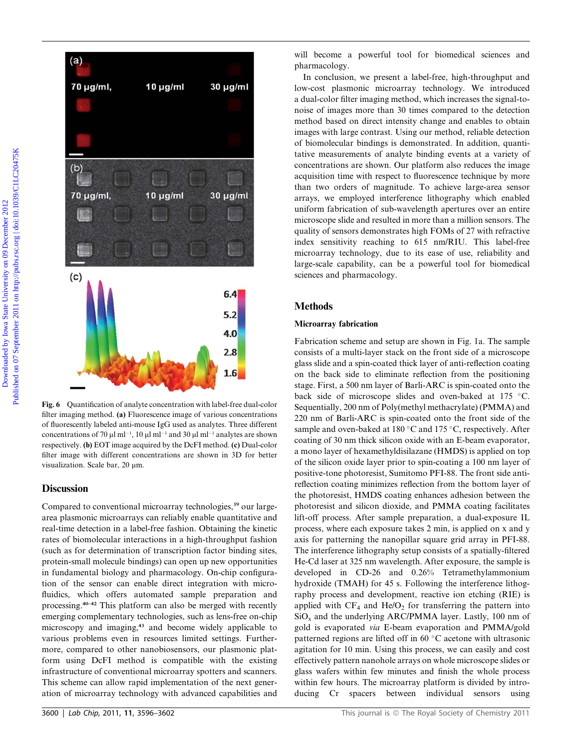Fig. 6 Quantification of analyte concentration with label-free dual-color filter imaging method. **(a)** Fluorescence image of various concentrations of fluorescently labeled anti-mouse IgG used as analytes. Three different concentrations of 70 µl ml$^{-1}$, 10 µl ml$^{-1}$ and 30 µl ml$^{-1}$ analytes are shown respectively. **(b)** EOT image acquired by the DcFI method. **(c)** Dual-color filter image with different concentrations are shown in 3D for better visualization. Scale bar, 20 µm.

## Discussion

Compared to conventional microarray technologies,[39] our large-area plasmonic microarrays can reliably enable quantitative and real-time detection in a label-free fashion. Obtaining the kinetic rates of biomolecular interactions in a high-throughput fashion (such as for determination of transcription factor binding sites, protein-small molecule bindings) can open up new opportunities in fundamental biology and pharmacology. On-chip configuration of the sensor can enable direct integration with microfluidics, which offers automated sample preparation and processing.[40–42] This platform can also be merged with recently emerging complementary technologies, such as lens-free on-chip microscopy and imaging,[43] and become widely applicable to various problems even in resources limited settings. Furthermore, compared to other nanobiosensors, our plasmonic platform using DcFI method is compatible with the existing infrastructure of conventional microarray spotters and scanners. This scheme can allow rapid implementation of the next generation of microarray technology with advanced capabilities and will become a powerful tool for biomedical sciences and pharmacology.

In conclusion, we present a label-free, high-throughput and low-cost plasmonic microarray technology. We introduced a dual-color filter imaging method, which increases the signal-to-noise of images more than 30 times compared to the detection method based on direct intensity change and enables to obtain images with large contrast. Using our method, reliable detection of biomolecular bindings is demonstrated. In addition, quantitative measurements of analyte binding events at a variety of concentrations are shown. Our platform also reduces the image acquisition time with respect to fluorescence technique by more than two orders of magnitude. To achieve large-area sensor arrays, we employed interference lithography which enabled uniform fabrication of sub-wavelength apertures over an entire microscope slide and resulted in more than a million sensors. The quality of sensors demonstrates high FOMs of 27 with refractive index sensitivity reaching to 615 nm/RIU. This label-free microarray technology, due to its ease of use, reliability and large-scale capability, can be a powerful tool for biomedical sciences and pharmacology.

## Methods

### Microarray fabrication

Fabrication scheme and setup are shown in Fig. 1a. The sample consists of a multi-layer stack on the front side of a microscope glass slide and a spin-coated thick layer of anti-reflection coating on the back side to eliminate reflection from the positioning stage. First, a 500 nm layer of Barli-ARC is spin-coated onto the back side of microscope slides and oven-baked at 175 °C. Sequentially, 200 nm of Poly(methyl methacrylate) (PMMA) and 220 nm of Barli-ARC is spin-coated onto the front side of the sample and oven-baked at 180 °C and 175 °C, respectively. After coating of 30 nm thick silicon oxide with an E-beam evaporator, a mono layer of hexamethyldisilazane (HMDS) is applied on top of the silicon oxide layer prior to spin-coating a 100 nm layer of positive-tone photoresist, Sumitomo PFI-88. The front side anti-reflection coating minimizes reflection from the bottom layer of the photoresist, HMDS coating enhances adhesion between the photoresist and silicon dioxide, and PMMA coating facilitates lift-off process. After sample preparation, a dual-exposure IL process, where each exposure takes 2 min, is applied on x and y axis for patterning the nanopillar square grid array in PFI-88. The interference lithography setup consists of a spatially-filtered He-Cd laser at 325 nm wavelength. After exposure, the sample is developed in CD-26 and 0.26% Tetramethylammonium hydroxide (TMAH) for 45 s. Following the interference lithography process and development, reactive ion etching (RIE) is applied with $CF_4$ and $He/O_2$ for transferring the pattern into $SiO_x$ and the underlying ARC/PMMA layer. Lastly, 100 nm of gold is evaporated *via* E-beam evaporation and PMMA/gold patterned regions are lifted off in 60 °C acetone with ultrasonic agitation for 10 min. Using this process, we can easily and cost effectively pattern nanohole arrays on whole microscope slides or glass wafers within few minutes and finish the whole process within few hours. The microarray platform is divided by introducing Cr spacers between individual sensors using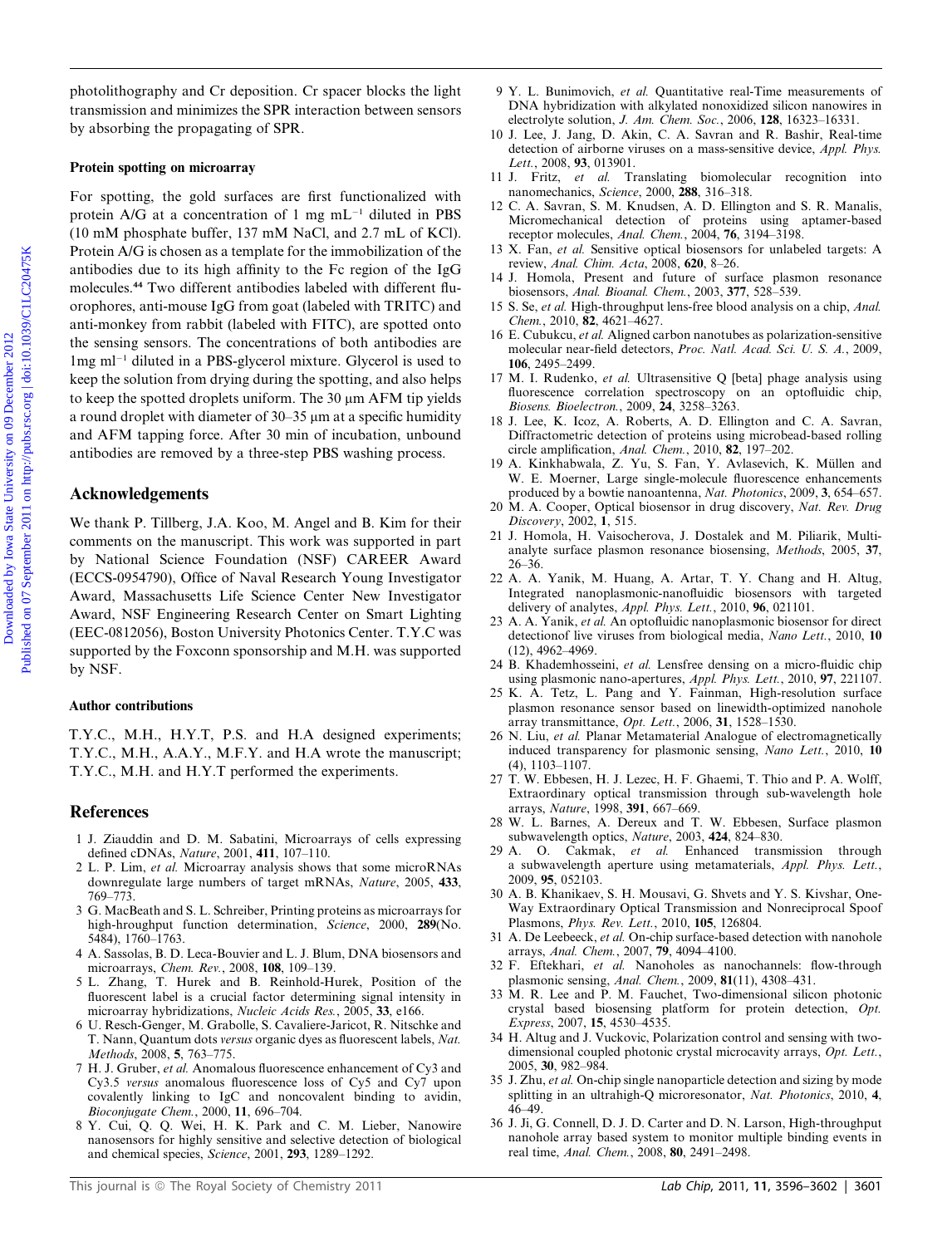photolithography and Cr deposition. Cr spacer blocks the light transmission and minimizes the SPR interaction between sensors by absorbing the propagating of SPR.

### Protein spotting on microarray

For spotting, the gold surfaces are first functionalized with protein A/G at a concentration of 1 mg mL$^{-1}$ diluted in PBS (10 mM phosphate buffer, 137 mM NaCl, and 2.7 mL of KCl). Protein A/G is chosen as a template for the immobilization of the antibodies due to its high affinity to the Fc region of the IgG molecules.[44] Two different antibodies labeled with different fluorophores, anti-mouse IgG from goat (labeled with TRITC) and anti-monkey from rabbit (labeled with FITC), are spotted onto the sensing sensors. The concentrations of both antibodies are 1mg ml$^{-1}$ diluted in a PBS-glycerol mixture. Glycerol is used to keep the solution from drying during the spotting, and also helps to keep the spotted droplets uniform. The 30 μm AFM tip yields a round droplet with diameter of 30–35 μm at a specific humidity and AFM tapping force. After 30 min of incubation, unbound antibodies are removed by a three-step PBS washing process.

## Acknowledgements

We thank P. Tillberg, J.A. Koo, M. Angel and B. Kim for their comments on the manuscript. This work was supported in part by National Science Foundation (NSF) CAREER Award (ECCS-0954790), Office of Naval Research Young Investigator Award, Massachusetts Life Science Center New Investigator Award, NSF Engineering Research Center on Smart Lighting (EEC-0812056), Boston University Photonics Center. T.Y.C was supported by the Foxconn sponsorship and M.H. was supported by NSF.

### Author contributions

T.Y.C., M.H., H.Y.T, P.S. and H.A designed experiments; T.Y.C., M.H., A.A.Y., M.F.Y. and H.A wrote the manuscript; T.Y.C., M.H. and H.Y.T performed the experiments.

## References

1 J. Ziauddin and D. M. Sabatini, Microarrays of cells expressing defined cDNAs, *Nature*, 2001, **411**, 107–110.
2 L. P. Lim, *et al.* Microarray analysis shows that some microRNAs downregulate large numbers of target mRNAs, *Nature*, 2005, **433**, 769–773.
3 G. MacBeath and S. L. Schreiber, Printing proteins as microarrays for high-hroughput function determination, *Science*, 2000, **289**(No. 5484), 1760–1763.
4 A. Sassolas, B. D. Leca-Bouvier and L. J. Blum, DNA biosensors and microarrays, *Chem. Rev.*, 2008, **108**, 109–139.
5 L. Zhang, T. Hurek and B. Reinhold-Hurek, Position of the fluorescent label is a crucial factor determining signal intensity in microarray hybridizations, *Nucleic Acids Res.*, 2005, **33**, e166.
6 U. Resch-Genger, M. Grabolle, S. Cavaliere-Jaricot, R. Nitschke and T. Nann, Quantum dots *versus* organic dyes as fluorescent labels, *Nat. Methods*, 2008, **5**, 763–775.
7 H. J. Gruber, *et al.* Anomalous fluorescence enhancement of Cy3 and Cy3.5 *versus* anomalous fluorescence loss of Cy5 and Cy7 upon covalently linking to IgC and noncovalent binding to avidin, *Bioconjugate Chem.*, 2000, **11**, 696–704.
8 Y. Cui, Q. Q. Wei, H. K. Park and C. M. Lieber, Nanowire nanosensors for highly sensitive and selective detection of biological and chemical species, *Science*, 2001, **293**, 1289–1292.
9 Y. L. Bunimovich, *et al.* Quantitative real-Time measurements of DNA hybridization with alkylated nonoxidized silicon nanowires in electrolyte solution, *J. Am. Chem. Soc.*, 2006, **128**, 16323–16331.
10 J. Lee, J. Jang, D. Akin, C. A. Savran and R. Bashir, Real-time detection of airborne viruses on a mass-sensitive device, *Appl. Phys. Lett.*, 2008, **93**, 013901.
11 J. Fritz, *et al.* Translating biomolecular recognition into nanomechanics, *Science*, 2000, **288**, 316–318.
12 C. A. Savran, S. M. Knudsen, A. D. Ellington and S. R. Manalis, Micromechanical detection of proteins using aptamer-based receptor molecules, *Anal. Chem.*, 2004, **76**, 3194–3198.
13 X. Fan, *et al.* Sensitive optical biosensors for unlabeled targets: A review, *Anal. Chim. Acta*, 2008, **620**, 8–26.
14 J. Homola, Present and future of surface plasmon resonance biosensors, *Anal. Bioanal. Chem.*, 2003, **377**, 528–539.
15 S. Se, *et al.* High-throughput lens-free blood analysis on a chip, *Anal. Chem.*, 2010, **82**, 4621–4627.
16 E. Cubukcu, *et al.* Aligned carbon nanotubes as polarization-sensitive molecular near-field detectors, *Proc. Natl. Acad. Sci. U. S. A.*, 2009, **106**, 2495–2499.
17 M. I. Rudenko, *et al.* Ultrasensitive Q [beta] phage analysis using fluorescence correlation spectroscopy on an optofluidic chip, *Biosens. Bioelectron.*, 2009, **24**, 3258–3263.
18 J. Lee, K. Icoz, A. Roberts, A. D. Ellington and C. A. Savran, Diffractometric detection of proteins using microbead-based rolling circle amplification, *Anal. Chem.*, 2010, **82**, 197–202.
19 A. Kinkhabwala, Z. Yu, S. Fan, Y. Avlasevich, K. Müllen and W. E. Moerner, Large single-molecule fluorescence enhancements produced by a bowtie nanoantenna, *Nat. Photonics*, 2009, **3**, 654–657.
20 M. A. Cooper, Optical biosensor in drug discovery, *Nat. Rev. Drug Discovery*, 2002, **1**, 515.
21 J. Homola, H. Vaisocherova, J. Dostalek and M. Piliarik, Multi-analyte surface plasmon resonance biosensing, *Methods*, 2005, **37**, 26–36.
22 A. A. Yanik, M. Huang, A. Artar, T. Y. Chang and H. Altug, Integrated nanoplasmonic-nanofluidic biosensors with targeted delivery of analytes, *Appl. Phys. Lett.*, 2010, **96**, 021101.
23 A. A. Yanik, *et al.* An optofluidic nanoplasmonic biosensor for direct detectionof live viruses from biological media, *Nano Lett.*, 2010, **10** (12), 4962–4969.
24 B. Khademhosseini, *et al.* Lensfree densing on a micro-fluidic chip using plasmonic nano-apertures, *Appl. Phys. Lett.*, 2010, **97**, 221107.
25 K. A. Tetz, L. Pang and Y. Fainman, High-resolution surface plasmon resonance sensor based on linewidth-optimized nanohole array transmittance, *Opt. Lett.*, 2006, **31**, 1528–1530.
26 N. Liu, *et al.* Planar Metamaterial Analogue of electromagnetically induced transparency for plasmonic sensing, *Nano Lett.*, 2010, **10** (4), 1103–1107.
27 T. W. Ebbesen, H. J. Lezec, H. F. Ghaemi, T. Thio and P. A. Wolff, Extraordinary optical transmission through sub-wavelength hole arrays, *Nature*, 1998, **391**, 667–669.
28 W. L. Barnes, A. Dereux and T. W. Ebbesen, Surface plasmon subwavelength optics, *Nature*, 2003, **424**, 824–830.
29 A. O. Cakmak, *et al.* Enhanced transmission through a subwavelength aperture using metamaterials, *Appl. Phys. Lett.*, 2009, **95**, 052103.
30 A. B. Khanikaev, S. H. Mousavi, G. Shvets and Y. S. Kivshar, One-Way Extraordinary Optical Transmission and Nonreciprocal Spoof Plasmons, *Phys. Rev. Lett.*, 2010, **105**, 126804.
31 A. De Leebeeck, *et al.* On-chip surface-based detection with nanohole arrays, *Anal. Chem.*, 2007, **79**, 4094–4100.
32 F. Eftekhari, *et al.* Nanoholes as nanochannels: flow-through plasmonic sensing, *Anal. Chem.*, 2009, **81**(11), 4308–431.
33 M. R. Lee and P. M. Fauchet, Two-dimensional silicon photonic crystal based biosensing platform for protein detection, *Opt. Express*, 2007, **15**, 4530–4535.
34 H. Altug and J. Vuckovic, Polarization control and sensing with two-dimensional coupled photonic crystal microcavity arrays, *Opt. Lett.*, 2005, **30**, 982–984.
35 J. Zhu, *et al.* On-chip single nanoparticle detection and sizing by mode splitting in an ultrahigh-Q microresonator, *Nat. Photonics*, 2010, **4**, 46–49.
36 J. Ji, G. Connell, D. J. D. Carter and D. N. Larson, High-throughput nanohole array based system to monitor multiple binding events in real time, *Anal. Chem.*, 2008, **80**, 2491–2498.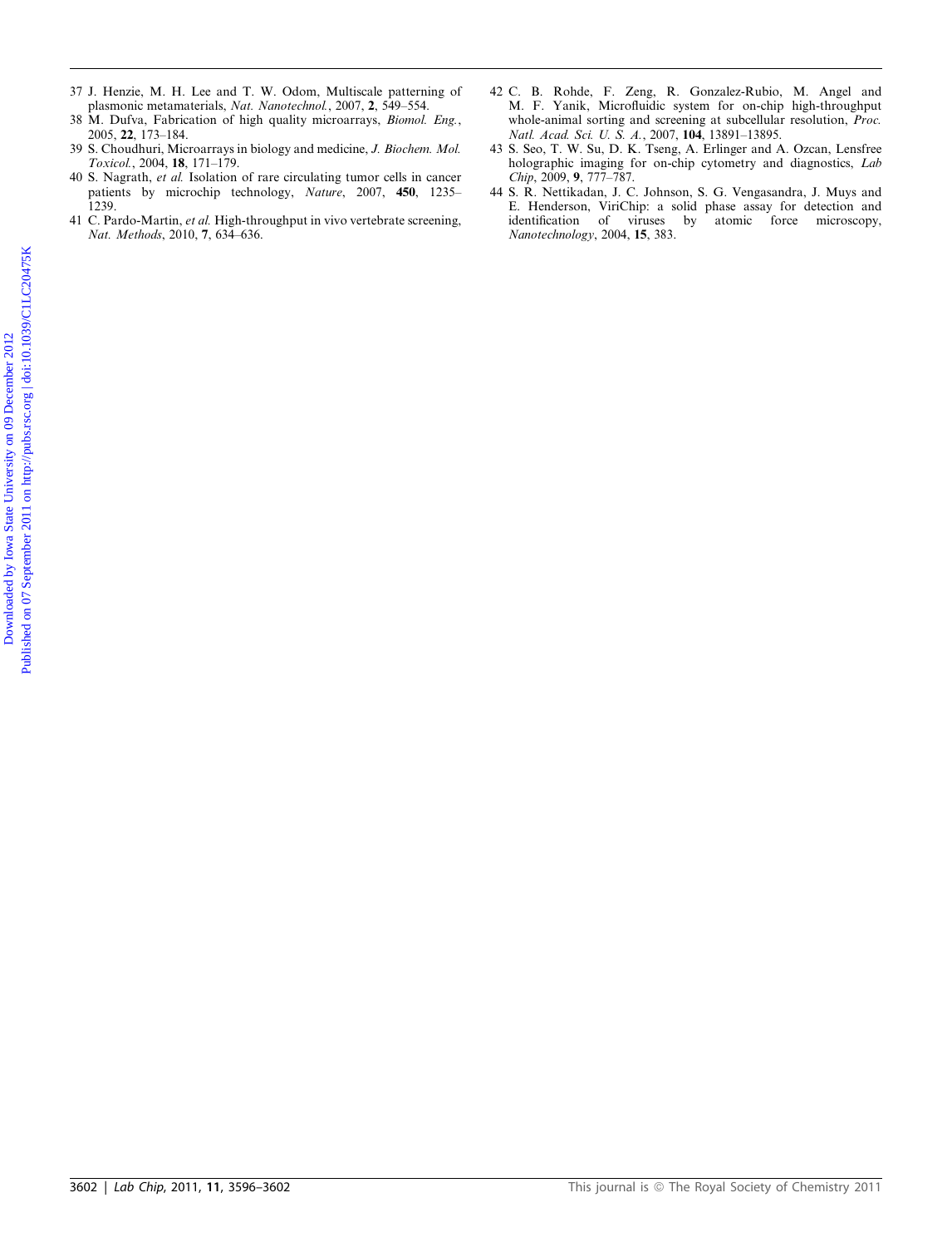37 J. Henzie, M. H. Lee and T. W. Odom, Multiscale patterning of plasmonic metamaterials, *Nat. Nanotechnol.*, 2007, **2**, 549–554.

38 M. Dufva, Fabrication of high quality microarrays, *Biomol. Eng.*, 2005, **22**, 173–184.

39 S. Choudhuri, Microarrays in biology and medicine, *J. Biochem. Mol. Toxicol.*, 2004, **18**, 171–179.

40 S. Nagrath, *et al.* Isolation of rare circulating tumor cells in cancer patients by microchip technology, *Nature*, 2007, **450**, 1235–1239.

41 C. Pardo-Martin, *et al.* High-throughput in vivo vertebrate screening, *Nat. Methods*, 2010, **7**, 634–636.

42 C. B. Rohde, F. Zeng, R. Gonzalez-Rubio, M. Angel and M. F. Yanik, Microfluidic system for on-chip high-throughput whole-animal sorting and screening at subcellular resolution, *Proc. Natl. Acad. Sci. U. S. A.*, 2007, **104**, 13891–13895.

43 S. Seo, T. W. Su, D. K. Tseng, A. Erlinger and A. Ozcan, Lensfree holographic imaging for on-chip cytometry and diagnostics, *Lab Chip*, 2009, **9**, 777–787.

44 S. R. Nettikadan, J. C. Johnson, S. G. Vengasandra, J. Muys and E. Henderson, ViriChip: a solid phase assay for detection and identification of viruses by atomic force microscopy, *Nanotechnology*, 2004, **15**, 383.